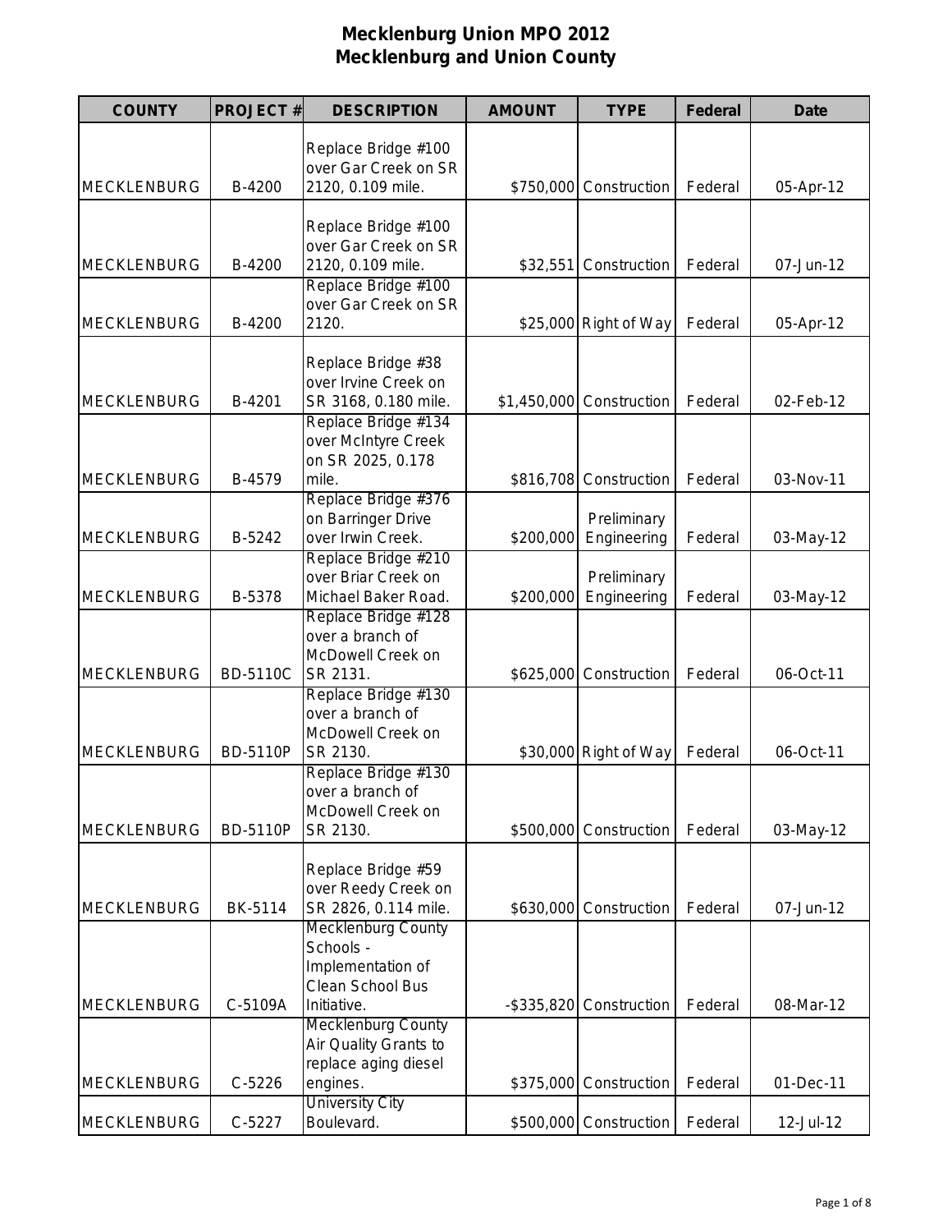# Mecklenburg Union MPO 2012
## Mecklenburg and Union County

| COUNTY | PROJECT # | DESCRIPTION | AMOUNT | TYPE | Federal | Date |
|---|---|---|---|---|---|---|
| MECKLENBURG | B-4200 | Replace Bridge #100 over Gar Creek on SR 2120, 0.109 mile. | $750,000 | Construction | Federal | 05-Apr-12 |
| MECKLENBURG | B-4200 | Replace Bridge #100 over Gar Creek on SR 2120, 0.109 mile. | $32,551 | Construction | Federal | 07-Jun-12 |
| MECKLENBURG | B-4200 | Replace Bridge #100 over Gar Creek on SR 2120. | $25,000 | Right of Way | Federal | 05-Apr-12 |
| MECKLENBURG | B-4201 | Replace Bridge #38 over Irvine Creek on SR 3168, 0.180 mile. | $1,450,000 | Construction | Federal | 02-Feb-12 |
| MECKLENBURG | B-4579 | Replace Bridge #134 over McIntyre Creek on SR 2025, 0.178 mile. | $816,708 | Construction | Federal | 03-Nov-11 |
| MECKLENBURG | B-5242 | Replace Bridge #376 on Barringer Drive over Irwin Creek. | $200,000 | Preliminary Engineering | Federal | 03-May-12 |
| MECKLENBURG | B-5378 | Replace Bridge #210 over Briar Creek on Michael Baker Road. | $200,000 | Preliminary Engineering | Federal | 03-May-12 |
| MECKLENBURG | BD-5110C | Replace Bridge #128 over a branch of McDowell Creek on SR 2131. | $625,000 | Construction | Federal | 06-Oct-11 |
| MECKLENBURG | BD-5110P | Replace Bridge #130 over a branch of McDowell Creek on SR 2130. | $30,000 | Right of Way | Federal | 06-Oct-11 |
| MECKLENBURG | BD-5110P | Replace Bridge #130 over a branch of McDowell Creek on SR 2130. | $500,000 | Construction | Federal | 03-May-12 |
| MECKLENBURG | BK-5114 | Replace Bridge #59 over Reedy Creek on SR 2826, 0.114 mile. | $630,000 | Construction | Federal | 07-Jun-12 |
| MECKLENBURG | C-5109A | Mecklenburg County Schools - Implementation of Clean School Bus Initiative. | -$335,820 | Construction | Federal | 08-Mar-12 |
| MECKLENBURG | C-5226 | Mecklenburg County Air Quality Grants to replace aging diesel engines. | $375,000 | Construction | Federal | 01-Dec-11 |
| MECKLENBURG | C-5227 | University City Boulevard. | $500,000 | Construction | Federal | 12-Jul-12 |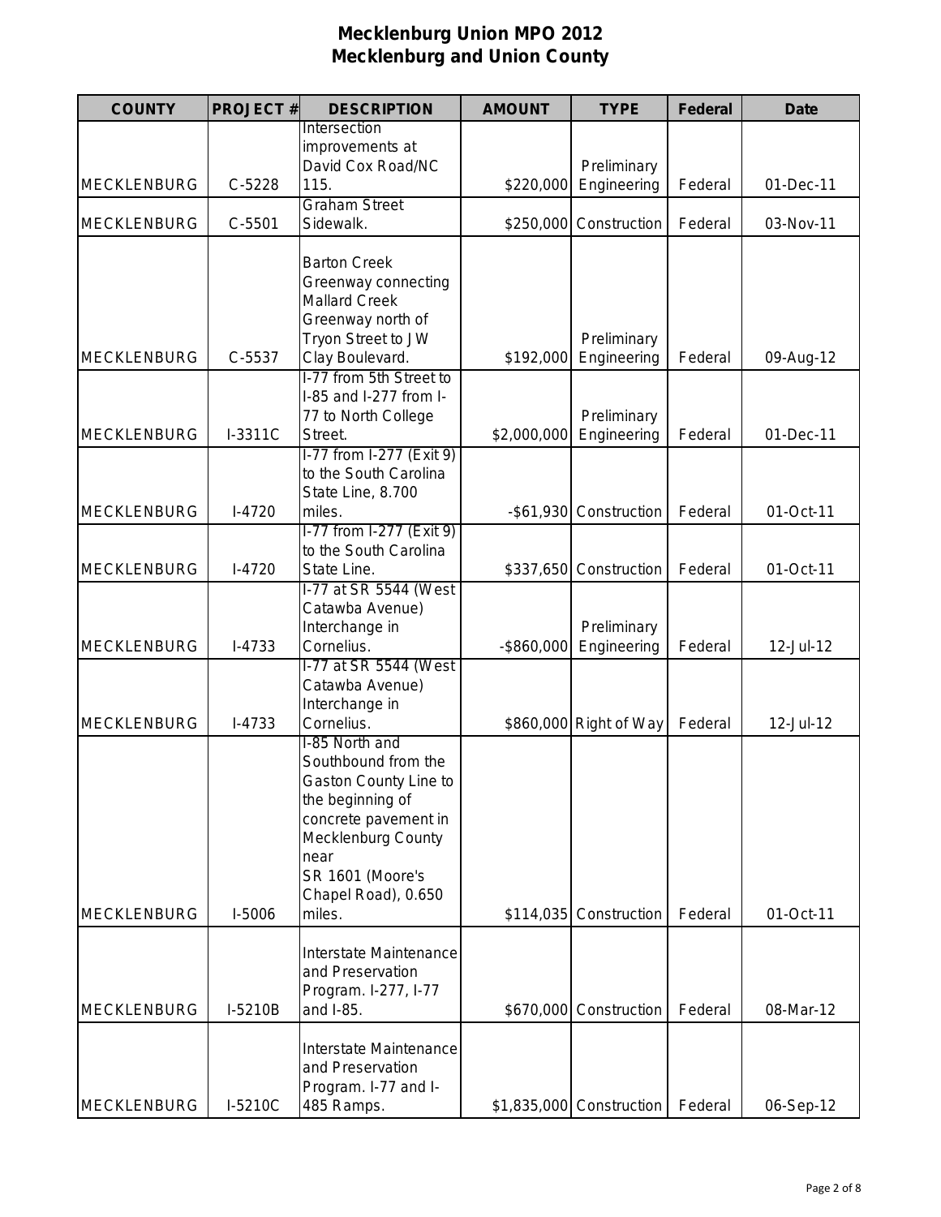# Mecklenburg Union MPO 2012
## Mecklenburg and Union County

| COUNTY | PROJECT # | DESCRIPTION | AMOUNT | TYPE | Federal | Date |
|---|---|---|---|---|---|---|
| MECKLENBURG | C-5228 | Intersection improvements at David Cox Road/NC 115. | $220,000 | Preliminary Engineering | Federal | 01-Dec-11 |
| MECKLENBURG | C-5501 | Graham Street Sidewalk. | $250,000 | Construction | Federal | 03-Nov-11 |
| MECKLENBURG | C-5537 | Barton Creek Greenway connecting Mallard Creek Greenway north of Tryon Street to JW Clay Boulevard. | $192,000 | Preliminary Engineering | Federal | 09-Aug-12 |
| MECKLENBURG | I-3311C | I-77 from 5th Street to I-85 and I-277 from I-77 to North College Street. | $2,000,000 | Preliminary Engineering | Federal | 01-Dec-11 |
| MECKLENBURG | I-4720 | I-77 from I-277 (Exit 9) to the South Carolina State Line, 8.700 miles. | -$61,930 | Construction | Federal | 01-Oct-11 |
| MECKLENBURG | I-4720 | I-77 from I-277 (Exit 9) to the South Carolina State Line. | $337,650 | Construction | Federal | 01-Oct-11 |
| MECKLENBURG | I-4733 | I-77 at SR 5544 (West Catawba Avenue) Interchange in Cornelius. | -$860,000 | Preliminary Engineering | Federal | 12-Jul-12 |
| MECKLENBURG | I-4733 | I-77 at SR 5544 (West Catawba Avenue) Interchange in Cornelius. | $860,000 | Right of Way | Federal | 12-Jul-12 |
| MECKLENBURG | I-5006 | I-85 North and Southbound from the Gaston County Line to the beginning of concrete pavement in Mecklenburg County near SR 1601 (Moore's Chapel Road), 0.650 miles. | $114,035 | Construction | Federal | 01-Oct-11 |
| MECKLENBURG | I-5210B | Interstate Maintenance and Preservation Program. I-277, I-77 and I-85. | $670,000 | Construction | Federal | 08-Mar-12 |
| MECKLENBURG | I-5210C | Interstate Maintenance and Preservation Program. I-77 and I-485 Ramps. | $1,835,000 | Construction | Federal | 06-Sep-12 |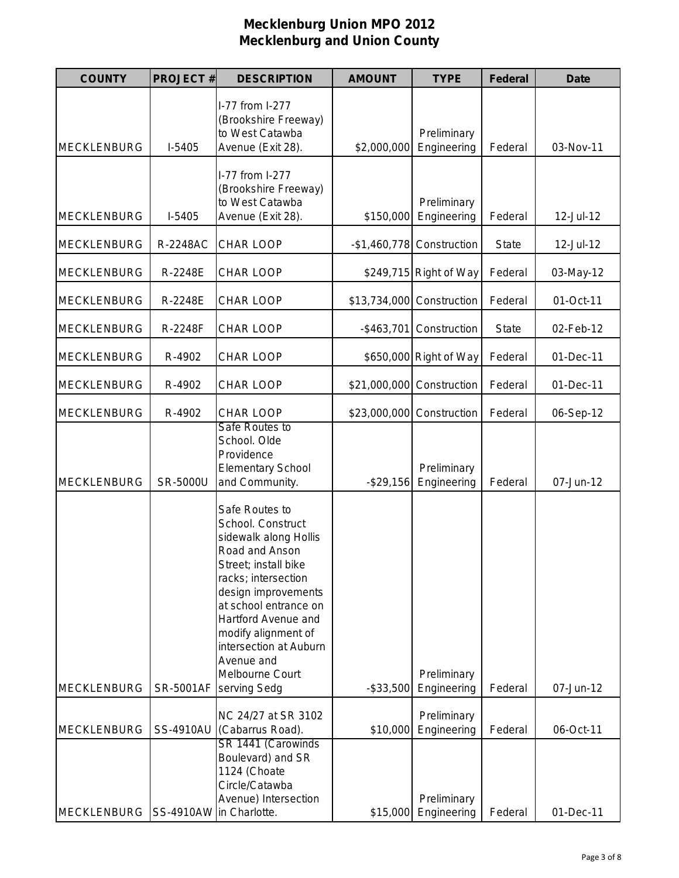# Mecklenburg Union MPO 2012
## Mecklenburg and Union County

| COUNTY | PROJECT # | DESCRIPTION | AMOUNT | TYPE | Federal | Date |
|---|---|---|---|---|---|---|
| MECKLENBURG | I-5405 | I-77 from I-277 (Brookshire Freeway) to West Catawba Avenue (Exit 28). | $2,000,000 | Preliminary Engineering | Federal | 03-Nov-11 |
| MECKLENBURG | I-5405 | I-77 from I-277 (Brookshire Freeway) to West Catawba Avenue (Exit 28). | $150,000 | Preliminary Engineering | Federal | 12-Jul-12 |
| MECKLENBURG | R-2248AC | CHAR LOOP | -$1,460,778 | Construction | State | 12-Jul-12 |
| MECKLENBURG | R-2248E | CHAR LOOP | $249,715 | Right of Way | Federal | 03-May-12 |
| MECKLENBURG | R-2248E | CHAR LOOP | $13,734,000 | Construction | Federal | 01-Oct-11 |
| MECKLENBURG | R-2248F | CHAR LOOP | -$463,701 | Construction | State | 02-Feb-12 |
| MECKLENBURG | R-4902 | CHAR LOOP | $650,000 | Right of Way | Federal | 01-Dec-11 |
| MECKLENBURG | R-4902 | CHAR LOOP | $21,000,000 | Construction | Federal | 01-Dec-11 |
| MECKLENBURG | R-4902 | CHAR LOOP | $23,000,000 | Construction | Federal | 06-Sep-12 |
| MECKLENBURG | SR-5000U | Safe Routes to School. Olde Providence Elementary School and Community. | -$29,156 | Preliminary Engineering | Federal | 07-Jun-12 |
| MECKLENBURG | SR-5001AF | Safe Routes to School. Construct sidewalk along Hollis Road and Anson Street; install bike racks; intersection design improvements at school entrance on Hartford Avenue and modify alignment of intersection at Auburn Avenue and Melbourne Court serving Sedg | -$33,500 | Preliminary Engineering | Federal | 07-Jun-12 |
| MECKLENBURG | SS-4910AU | NC 24/27 at SR 3102 (Cabarrus Road). | $10,000 | Preliminary Engineering | Federal | 06-Oct-11 |
| MECKLENBURG | SS-4910AW | SR 1441 (Carowinds Boulevard) and SR 1124 (Choate Circle/Catawba Avenue) Intersection in Charlotte. | $15,000 | Preliminary Engineering | Federal | 01-Dec-11 |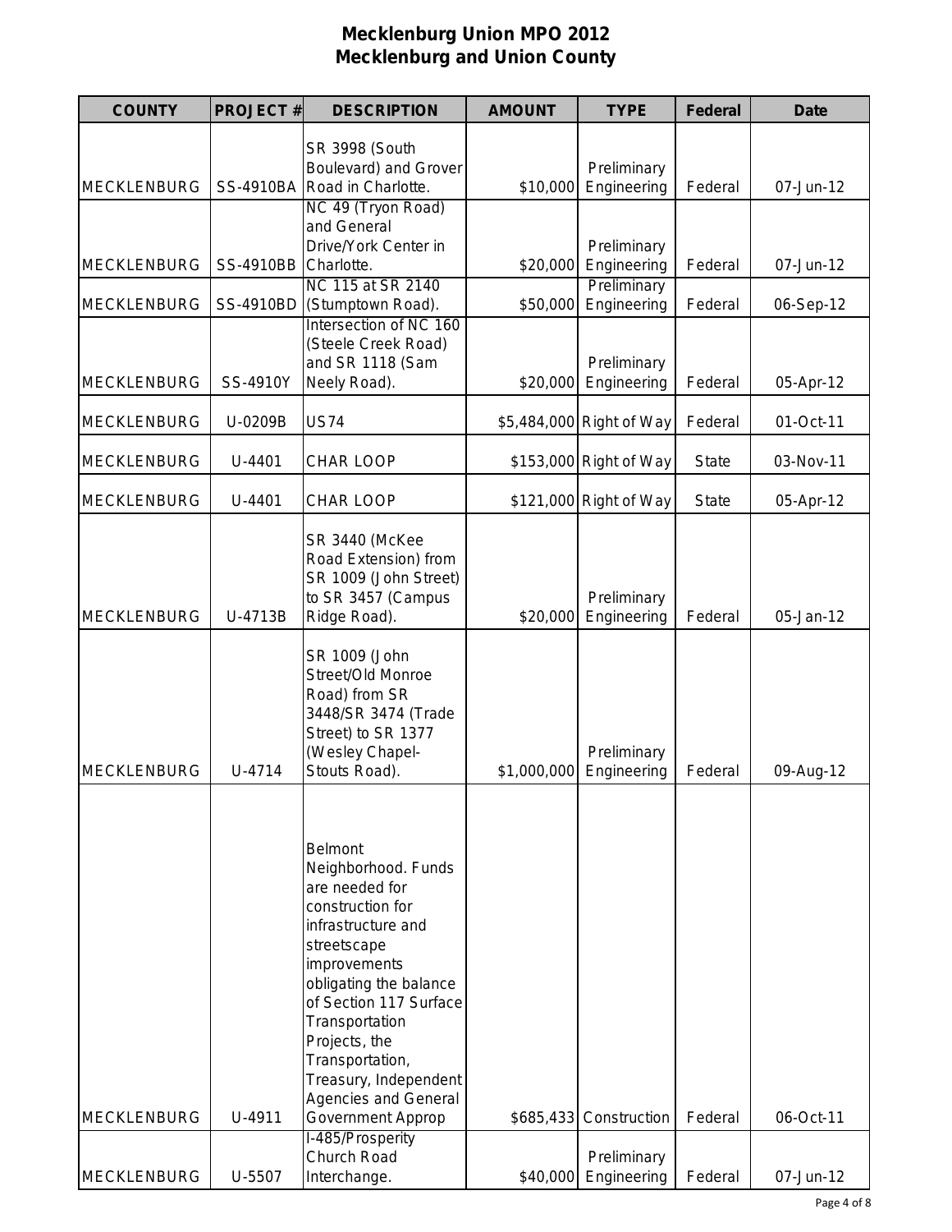# Mecklenburg Union MPO 2012
## Mecklenburg and Union County

| COUNTY | PROJECT # | DESCRIPTION | AMOUNT | TYPE | Federal | Date |
| --- | --- | --- | --- | --- | --- | --- |
| MECKLENBURG | SS-4910BA | SR 3998 (South Boulevard) and Grover Road in Charlotte. | $10,000 | Preliminary Engineering | Federal | 07-Jun-12 |
| MECKLENBURG | SS-4910BB | NC 49 (Tryon Road) and General Drive/York Center in Charlotte. | $20,000 | Preliminary Engineering | Federal | 07-Jun-12 |
| MECKLENBURG | SS-4910BD | NC 115 at SR 2140 (Stumptown Road). | $50,000 | Preliminary Engineering | Federal | 06-Sep-12 |
| MECKLENBURG | SS-4910Y | Intersection of NC 160 (Steele Creek Road) and SR 1118 (Sam Neely Road). | $20,000 | Preliminary Engineering | Federal | 05-Apr-12 |
| MECKLENBURG | U-0209B | US74 | $5,484,000 | Right of Way | Federal | 01-Oct-11 |
| MECKLENBURG | U-4401 | CHAR LOOP | $153,000 | Right of Way | State | 03-Nov-11 |
| MECKLENBURG | U-4401 | CHAR LOOP | $121,000 | Right of Way | State | 05-Apr-12 |
| MECKLENBURG | U-4713B | SR 3440 (McKee Road Extension) from SR 1009 (John Street) to SR 3457 (Campus Ridge Road). | $20,000 | Preliminary Engineering | Federal | 05-Jan-12 |
| MECKLENBURG | U-4714 | SR 1009 (John Street/Old Monroe Road) from SR 3448/SR 3474 (Trade Street) to SR 1377 (Wesley Chapel-Stouts Road). | $1,000,000 | Preliminary Engineering | Federal | 09-Aug-12 |
| MECKLENBURG | U-4911 | Belmont Neighborhood. Funds are needed for construction for infrastructure and streetscape improvements obligating the balance of Section 117 Surface Transportation Projects, the Transportation, Treasury, Independent Agencies and General Government Approp | $685,433 | Construction | Federal | 06-Oct-11 |
| MECKLENBURG | U-5507 | I-485/Prosperity Church Road Interchange. | $40,000 | Preliminary Engineering | Federal | 07-Jun-12 |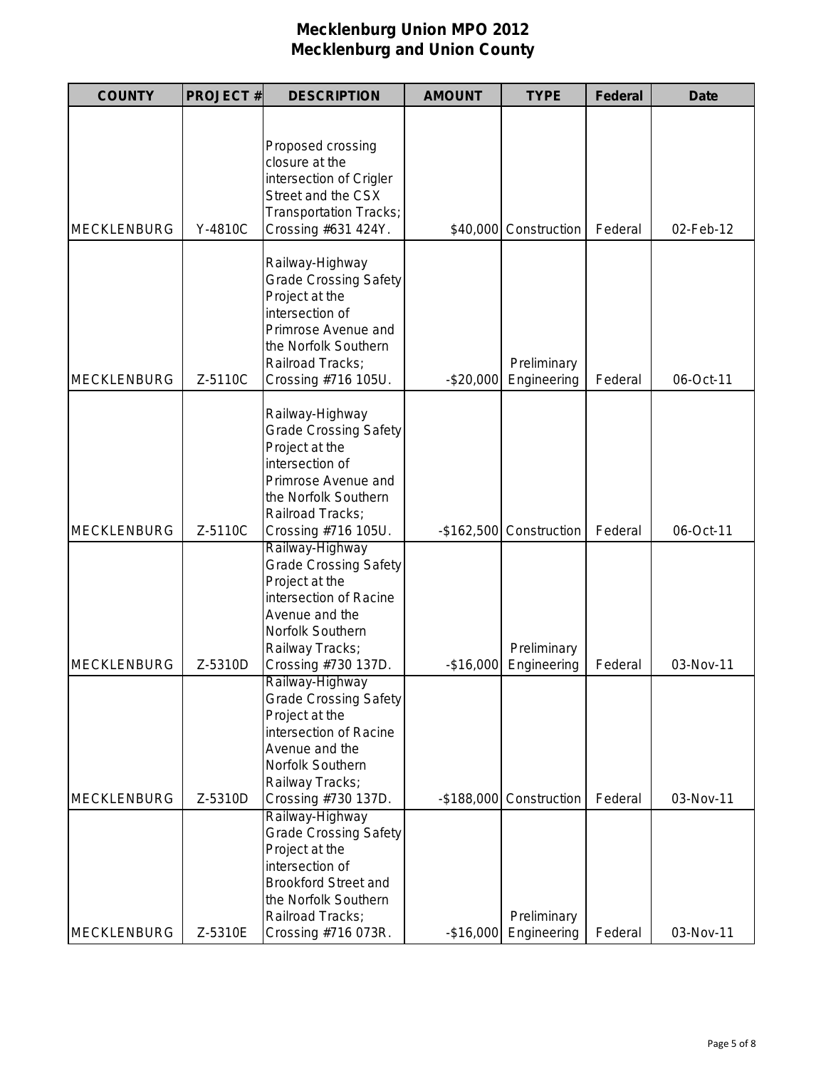# Mecklenburg Union MPO 2012
## Mecklenburg and Union County

| COUNTY | PROJECT # | DESCRIPTION | AMOUNT | TYPE | Federal | Date |
|---|---|---|---|---|---|---|
| MECKLENBURG | Y-4810C | Proposed crossing closure at the intersection of Crigler Street and the CSX Transportation Tracks; Crossing #631 424Y. | $40,000 | Construction | Federal | 02-Feb-12 |
| MECKLENBURG | Z-5110C | Railway-Highway Grade Crossing Safety Project at the intersection of Primrose Avenue and the Norfolk Southern Railroad Tracks; Crossing #716 105U. | -$20,000 | Preliminary Engineering | Federal | 06-Oct-11 |
| MECKLENBURG | Z-5110C | Railway-Highway Grade Crossing Safety Project at the intersection of Primrose Avenue and the Norfolk Southern Railroad Tracks; Crossing #716 105U. | -$162,500 | Construction | Federal | 06-Oct-11 |
| MECKLENBURG | Z-5310D | Railway-Highway Grade Crossing Safety Project at the intersection of Racine Avenue and the Norfolk Southern Railway Tracks; Crossing #730 137D. | -$16,000 | Preliminary Engineering | Federal | 03-Nov-11 |
| MECKLENBURG | Z-5310D | Railway-Highway Grade Crossing Safety Project at the intersection of Racine Avenue and the Norfolk Southern Railway Tracks; Crossing #730 137D. | -$188,000 | Construction | Federal | 03-Nov-11 |
| MECKLENBURG | Z-5310E | Railway-Highway Grade Crossing Safety Project at the intersection of Brookford Street and the Norfolk Southern Railroad Tracks; Crossing #716 073R. | -$16,000 | Preliminary Engineering | Federal | 03-Nov-11 |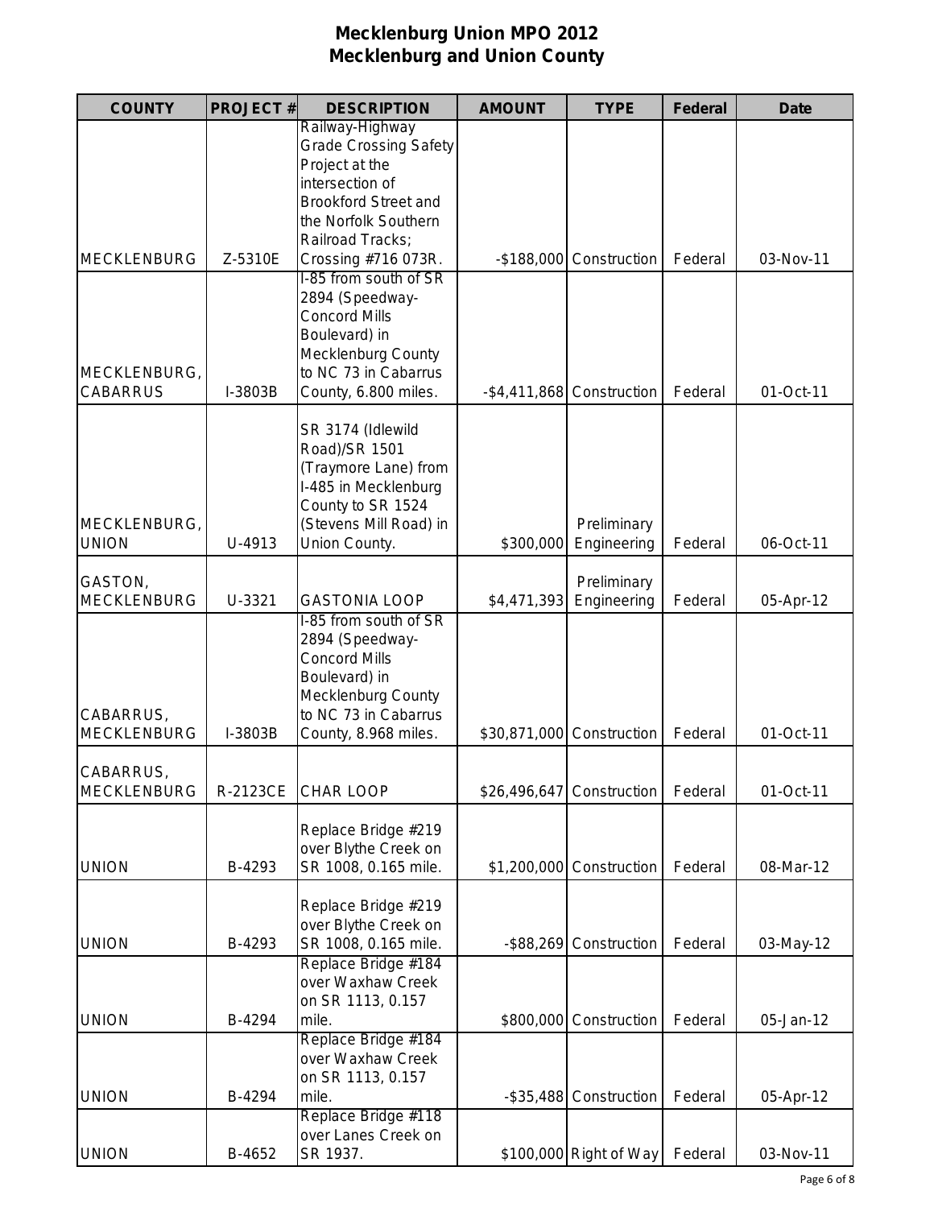# Mecklenburg Union MPO 2012
# Mecklenburg and Union County

| COUNTY | PROJECT # | DESCRIPTION | AMOUNT | TYPE | Federal | Date |
|---|---|---|---|---|---|---|
| MECKLENBURG | Z-5310E | Railway-Highway Grade Crossing Safety Project at the intersection of Brookford Street and the Norfolk Southern Railroad Tracks; Crossing #716 073R. | -$188,000 | Construction | Federal | 03-Nov-11 |
| MECKLENBURG, CABARRUS | I-3803B | I-85 from south of SR 2894 (Speedway-Concord Mills Boulevard) in Mecklenburg County to NC 73 in Cabarrus County, 6.800 miles. | -$4,411,868 | Construction | Federal | 01-Oct-11 |
| MECKLENBURG, UNION | U-4913 | SR 3174 (Idlewild Road)/SR 1501 (Traymore Lane) from I-485 in Mecklenburg County to SR 1524 (Stevens Mill Road) in Union County. | $300,000 | Preliminary Engineering | Federal | 06-Oct-11 |
| GASTON, MECKLENBURG | U-3321 | GASTONIA LOOP | $4,471,393 | Preliminary Engineering | Federal | 05-Apr-12 |
| CABARRUS, MECKLENBURG | I-3803B | I-85 from south of SR 2894 (Speedway-Concord Mills Boulevard) in Mecklenburg County to NC 73 in Cabarrus County, 8.968 miles. | $30,871,000 | Construction | Federal | 01-Oct-11 |
| CABARRUS, MECKLENBURG | R-2123CE | CHAR LOOP | $26,496,647 | Construction | Federal | 01-Oct-11 |
| UNION | B-4293 | Replace Bridge #219 over Blythe Creek on SR 1008, 0.165 mile. | $1,200,000 | Construction | Federal | 08-Mar-12 |
| UNION | B-4293 | Replace Bridge #219 over Blythe Creek on SR 1008, 0.165 mile. | -$88,269 | Construction | Federal | 03-May-12 |
| UNION | B-4294 | Replace Bridge #184 over Waxhaw Creek on SR 1113, 0.157 mile. | $800,000 | Construction | Federal | 05-Jan-12 |
| UNION | B-4294 | Replace Bridge #184 over Waxhaw Creek on SR 1113, 0.157 mile. | -$35,488 | Construction | Federal | 05-Apr-12 |
| UNION | B-4652 | Replace Bridge #118 over Lanes Creek on SR 1937. | $100,000 | Right of Way | Federal | 03-Nov-11 |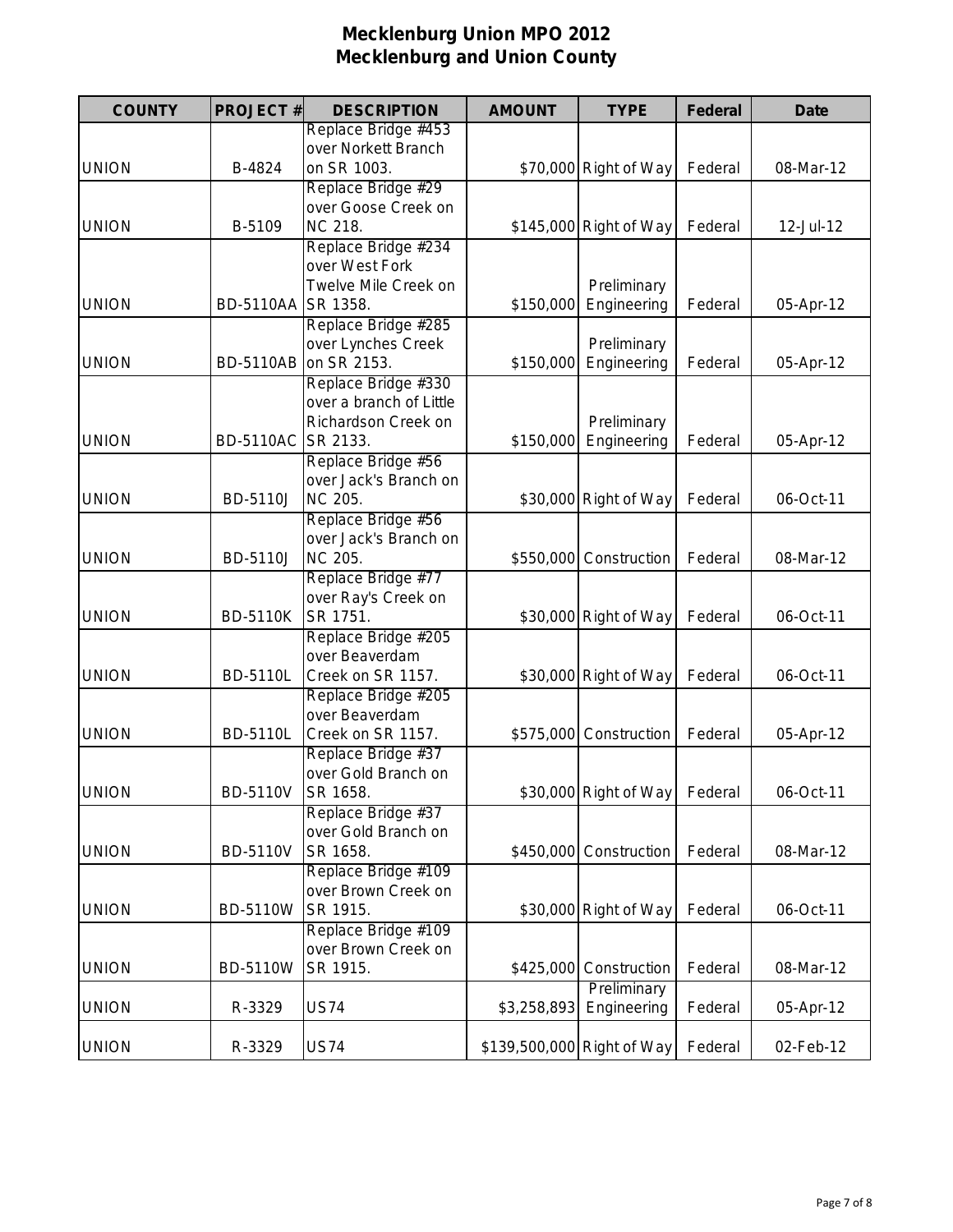# Mecklenburg Union MPO 2012
## Mecklenburg and Union County

| COUNTY | PROJECT # | DESCRIPTION | AMOUNT | TYPE | Federal | Date |
|---|---|---|---|---|---|---|
| UNION | B-4824 | Replace Bridge #453 over Norkett Branch on SR 1003. | $70,000 | Right of Way | Federal | 08-Mar-12 |
| UNION | B-5109 | Replace Bridge #29 over Goose Creek on NC 218. | $145,000 | Right of Way | Federal | 12-Jul-12 |
| UNION | BD-5110AA | Replace Bridge #234 over West Fork Twelve Mile Creek on SR 1358. | $150,000 | Preliminary Engineering | Federal | 05-Apr-12 |
| UNION | BD-5110AB | Replace Bridge #285 over Lynches Creek on SR 2153. | $150,000 | Preliminary Engineering | Federal | 05-Apr-12 |
| UNION | BD-5110AC | Replace Bridge #330 over a branch of Little Richardson Creek on SR 2133. | $150,000 | Preliminary Engineering | Federal | 05-Apr-12 |
| UNION | BD-5110J | Replace Bridge #56 over Jack's Branch on NC 205. | $30,000 | Right of Way | Federal | 06-Oct-11 |
| UNION | BD-5110J | Replace Bridge #56 over Jack's Branch on NC 205. | $550,000 | Construction | Federal | 08-Mar-12 |
| UNION | BD-5110K | Replace Bridge #77 over Ray's Creek on SR 1751. | $30,000 | Right of Way | Federal | 06-Oct-11 |
| UNION | BD-5110L | Replace Bridge #205 over Beaverdam Creek on SR 1157. | $30,000 | Right of Way | Federal | 06-Oct-11 |
| UNION | BD-5110L | Replace Bridge #205 over Beaverdam Creek on SR 1157. | $575,000 | Construction | Federal | 05-Apr-12 |
| UNION | BD-5110V | Replace Bridge #37 over Gold Branch on SR 1658. | $30,000 | Right of Way | Federal | 06-Oct-11 |
| UNION | BD-5110V | Replace Bridge #37 over Gold Branch on SR 1658. | $450,000 | Construction | Federal | 08-Mar-12 |
| UNION | BD-5110W | Replace Bridge #109 over Brown Creek on SR 1915. | $30,000 | Right of Way | Federal | 06-Oct-11 |
| UNION | BD-5110W | Replace Bridge #109 over Brown Creek on SR 1915. | $425,000 | Construction | Federal | 08-Mar-12 |
| UNION | R-3329 | US74 | $3,258,893 | Preliminary Engineering | Federal | 05-Apr-12 |
| UNION | R-3329 | US74 | $139,500,000 | Right of Way | Federal | 02-Feb-12 |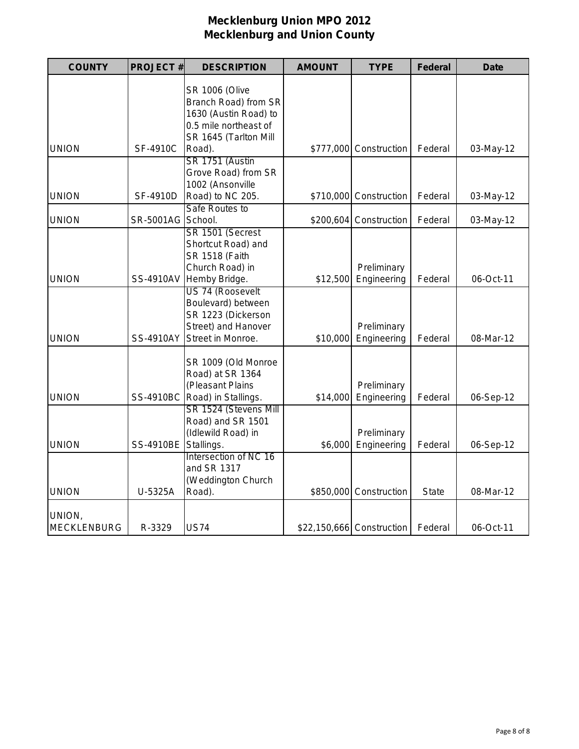# Mecklenburg Union MPO 2012
# Mecklenburg and Union County

| COUNTY | PROJECT # | DESCRIPTION | AMOUNT | TYPE | Federal | Date |
|---|---|---|---|---|---|---|
| UNION | SF-4910C | SR 1006 (Olive Branch Road) from SR 1630 (Austin Road) to 0.5 mile northeast of SR 1645 (Tarlton Mill Road). | $777,000 | Construction | Federal | 03-May-12 |
| UNION | SF-4910D | SR 1751 (Austin Grove Road) from SR 1002 (Ansonville Road) to NC 205. | $710,000 | Construction | Federal | 03-May-12 |
| UNION | SR-5001AG | Safe Routes to School. | $200,604 | Construction | Federal | 03-May-12 |
| UNION | SS-4910AV | SR 1501 (Secrest Shortcut Road) and SR 1518 (Faith Church Road) in Hemby Bridge. | $12,500 | Preliminary Engineering | Federal | 06-Oct-11 |
| UNION | SS-4910AY | US 74 (Roosevelt Boulevard) between SR 1223 (Dickerson Street) and Hanover Street in Monroe. | $10,000 | Preliminary Engineering | Federal | 08-Mar-12 |
| UNION | SS-4910BC | SR 1009 (Old Monroe Road) at SR 1364 (Pleasant Plains Road) in Stallings. | $14,000 | Preliminary Engineering | Federal | 06-Sep-12 |
| UNION | SS-4910BE | SR 1524 (Stevens Mill Road) and SR 1501 (Idlewild Road) in Stallings. | $6,000 | Preliminary Engineering | Federal | 06-Sep-12 |
| UNION | U-5325A | Intersection of NC 16 and SR 1317 (Weddington Church Road). | $850,000 | Construction | State | 08-Mar-12 |
| UNION, MECKLENBURG | R-3329 | US74 | $22,150,666 | Construction | Federal | 06-Oct-11 |